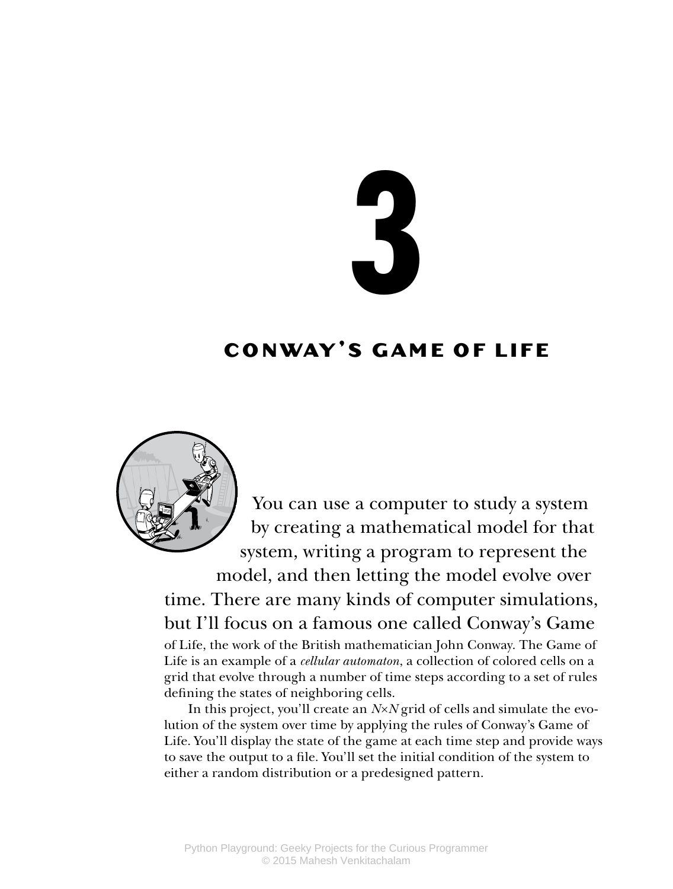# 3

# CONWAY'S GAME OF LIFE

You can use a computer to study a system by creating a mathematical model for that system, writing a program to represent the model, and then letting the model evolve over time. There are many kinds of computer simulations, but I'll focus on a famous one called Conway's Game of Life, the work of the British mathematician John Conway. The Game of Life is an example of a *cellular automaton*, a collection of colored cells on a grid that evolve through a number of time steps according to a set of rules defining the states of neighboring cells.

In this project, you'll create an $N \times N$ grid of cells and simulate the evolution of the system over time by applying the rules of Conway's Game of Life. You'll display the state of the game at each time step and provide ways to save the output to a file. You'll set the initial condition of the system to either a random distribution or a predesigned pattern.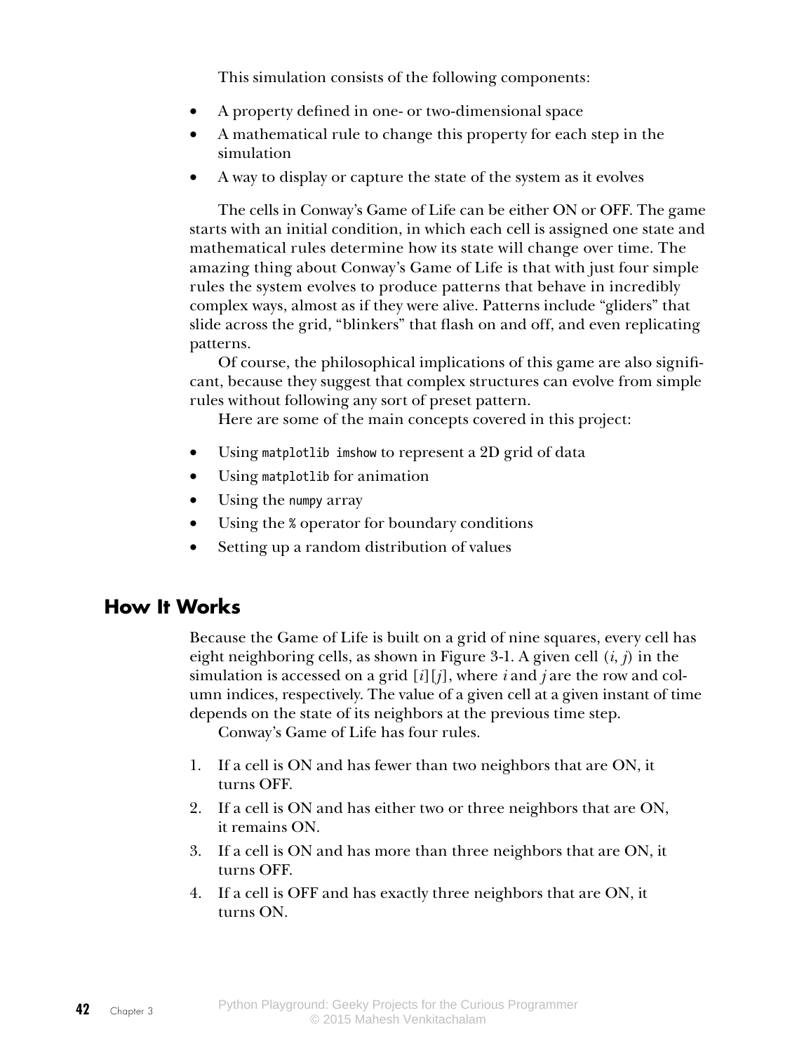This simulation consists of the following components:

- A property defined in one- or two-dimensional space
- A mathematical rule to change this property for each step in the simulation
- A way to display or capture the state of the system as it evolves

The cells in Conway's Game of Life can be either ON or OFF. The game starts with an initial condition, in which each cell is assigned one state and mathematical rules determine how its state will change over time. The amazing thing about Conway's Game of Life is that with just four simple rules the system evolves to produce patterns that behave in incredibly complex ways, almost as if they were alive. Patterns include "gliders" that slide across the grid, "blinkers" that flash on and off, and even replicating patterns.

Of course, the philosophical implications of this game are also significant, because they suggest that complex structures can evolve from simple rules without following any sort of preset pattern.

Here are some of the main concepts covered in this project:

- Using `matplotlib imshow` to represent a 2D grid of data
- Using `matplotlib` for animation
- Using the `numpy` array
- Using the `%` operator for boundary conditions
- Setting up a random distribution of values

## How It Works

Because the Game of Life is built on a grid of nine squares, every cell has eight neighboring cells, as shown in Figure 3-1. A given cell $(i, j)$ in the simulation is accessed on a grid $[i][j]$, where $i$ and $j$ are the row and column indices, respectively. The value of a given cell at a given instant of time depends on the state of its neighbors at the previous time step.

Conway's Game of Life has four rules.

1. If a cell is ON and has fewer than two neighbors that are ON, it turns OFF.
2. If a cell is ON and has either two or three neighbors that are ON, it remains ON.
3. If a cell is ON and has more than three neighbors that are ON, it turns OFF.
4. If a cell is OFF and has exactly three neighbors that are ON, it turns ON.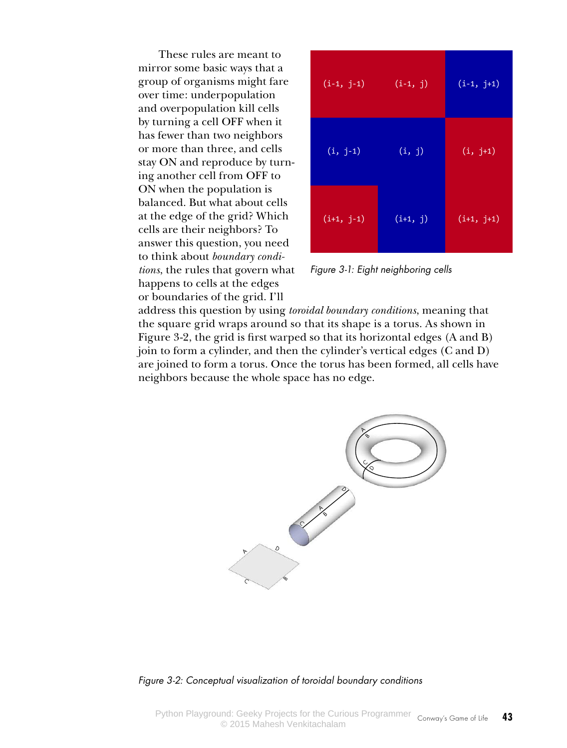These rules are meant to mirror some basic ways that a group of organisms might fare over time: underpopulation and overpopulation kill cells by turning a cell OFF when it has fewer than two neighbors or more than three, and cells stay ON and reproduce by turning another cell from OFF to ON when the population is balanced. But what about cells at the edge of the grid? Which cells are their neighbors? To answer this question, you need to think about *boundary conditions*, the rules that govern what happens to cells at the edges or boundaries of the grid. I'll address this question by using *toroidal boundary conditions*, meaning that the square grid wraps around so that its shape is a torus. As shown in Figure 3-2, the grid is first warped so that its horizontal edges (A and B) join to form a cylinder, and then the cylinder's vertical edges (C and D) are joined to form a torus. Once the torus has been formed, all cells have neighbors because the whole space has no edge.

| | | |
|---|---|---|
| (i-1, j-1) | (i-1, j) | (i-1, j+1) |
| (i, j-1) | (i, j) | (i, j+1) |
| (i+1, j-1) | (i+1, j) | (i+1, j+1) |

*Figure 3-1: Eight neighboring cells*

*Figure 3-2: Conceptual visualization of toroidal boundary conditions*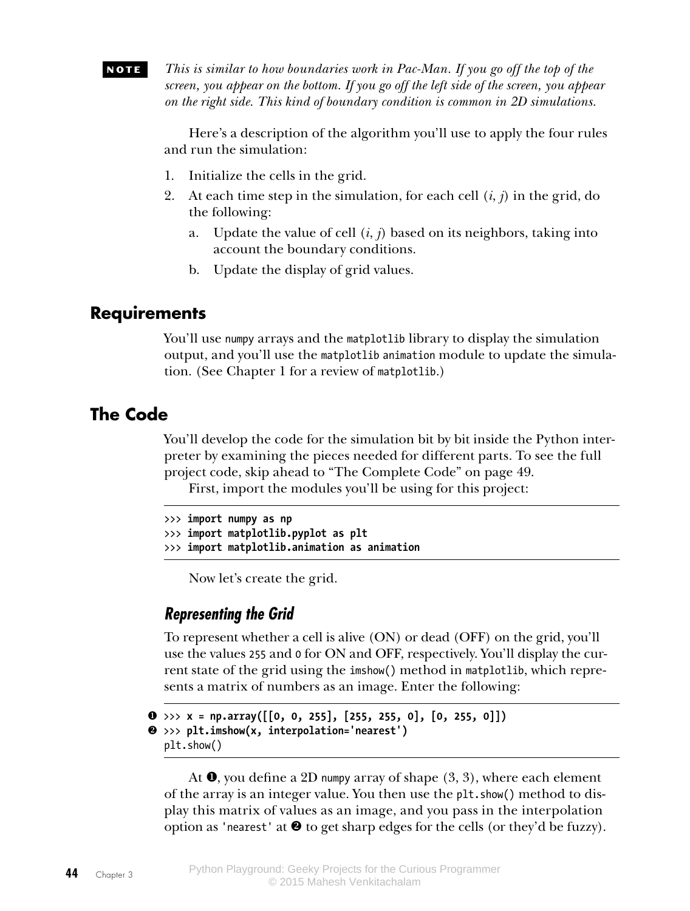**NOTE** *This is similar to how boundaries work in Pac-Man. If you go off the top of the screen, you appear on the bottom. If you go off the left side of the screen, you appear on the right side. This kind of boundary condition is common in 2D simulations.*

Here's a description of the algorithm you'll use to apply the four rules and run the simulation:

1. Initialize the cells in the grid.
2. At each time step in the simulation, for each cell $(i, j)$ in the grid, do the following:
   a. Update the value of cell $(i, j)$ based on its neighbors, taking into account the boundary conditions.
   b. Update the display of grid values.

## Requirements

You'll use `numpy` arrays and the `matplotlib` library to display the simulation output, and you'll use the `matplotlib animation` module to update the simulation. (See Chapter 1 for a review of `matplotlib`.)

## The Code

You'll develop the code for the simulation bit by bit inside the Python interpreter by examining the pieces needed for different parts. To see the full project code, skip ahead to "The Complete Code" on page 49.

First, import the modules you'll be using for this project:

```
>>> import numpy as np
>>> import matplotlib.pyplot as plt
>>> import matplotlib.animation as animation
```

Now let's create the grid.

### *Representing the Grid*

To represent whether a cell is alive (ON) or dead (OFF) on the grid, you'll use the values `255` and `0` for ON and OFF, respectively. You'll display the current state of the grid using the `imshow()` method in `matplotlib`, which represents a matrix of numbers as an image. Enter the following:

```
❶ >>> x = np.array([[0, 0, 255], [255, 255, 0], [0, 255, 0]])
❷ >>> plt.imshow(x, interpolation='nearest')
plt.show()
```

At ❶, you define a 2D `numpy` array of shape (3, 3), where each element of the array is an integer value. You then use the `plt.show()` method to display this matrix of values as an image, and you pass in the interpolation option as `'nearest'` at ❷ to get sharp edges for the cells (or they'd be fuzzy).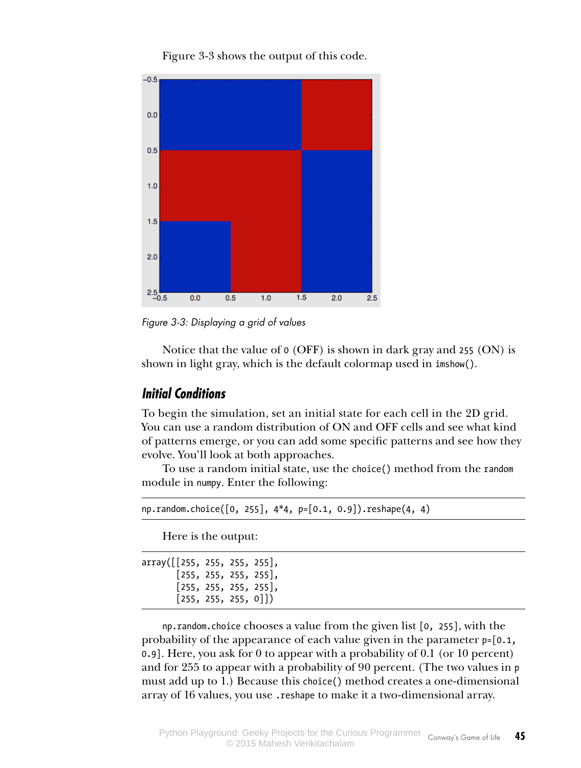Figure 3-3 shows the output of this code.

*Figure 3-3: Displaying a grid of values*

Notice that the value of `0` (OFF) is shown in dark gray and `255` (ON) is shown in light gray, which is the default colormap used in `imshow()`.

### Initial Conditions

To begin the simulation, set an initial state for each cell in the 2D grid. You can use a random distribution of ON and OFF cells and see what kind of patterns emerge, or you can add some specific patterns and see how they evolve. You'll look at both approaches.

To use a random initial state, use the `choice()` method from the `random` module in `numpy`. Enter the following:

```
np.random.choice([0, 255], 4*4, p=[0.1, 0.9]).reshape(4, 4)
```

Here is the output:

```
array([[255, 255, 255, 255],
       [255, 255, 255, 255],
       [255, 255, 255, 255],
       [255, 255, 255, 0]])
```

`np.random.choice` chooses a value from the given list `[0, 255]`, with the probability of the appearance of each value given in the parameter `p=[0.1, 0.9]`. Here, you ask for 0 to appear with a probability of 0.1 (or 10 percent) and for 255 to appear with a probability of 90 percent. (The two values in `p` must add up to 1.) Because this `choice()` method creates a one-dimensional array of 16 values, you use `.reshape` to make it a two-dimensional array.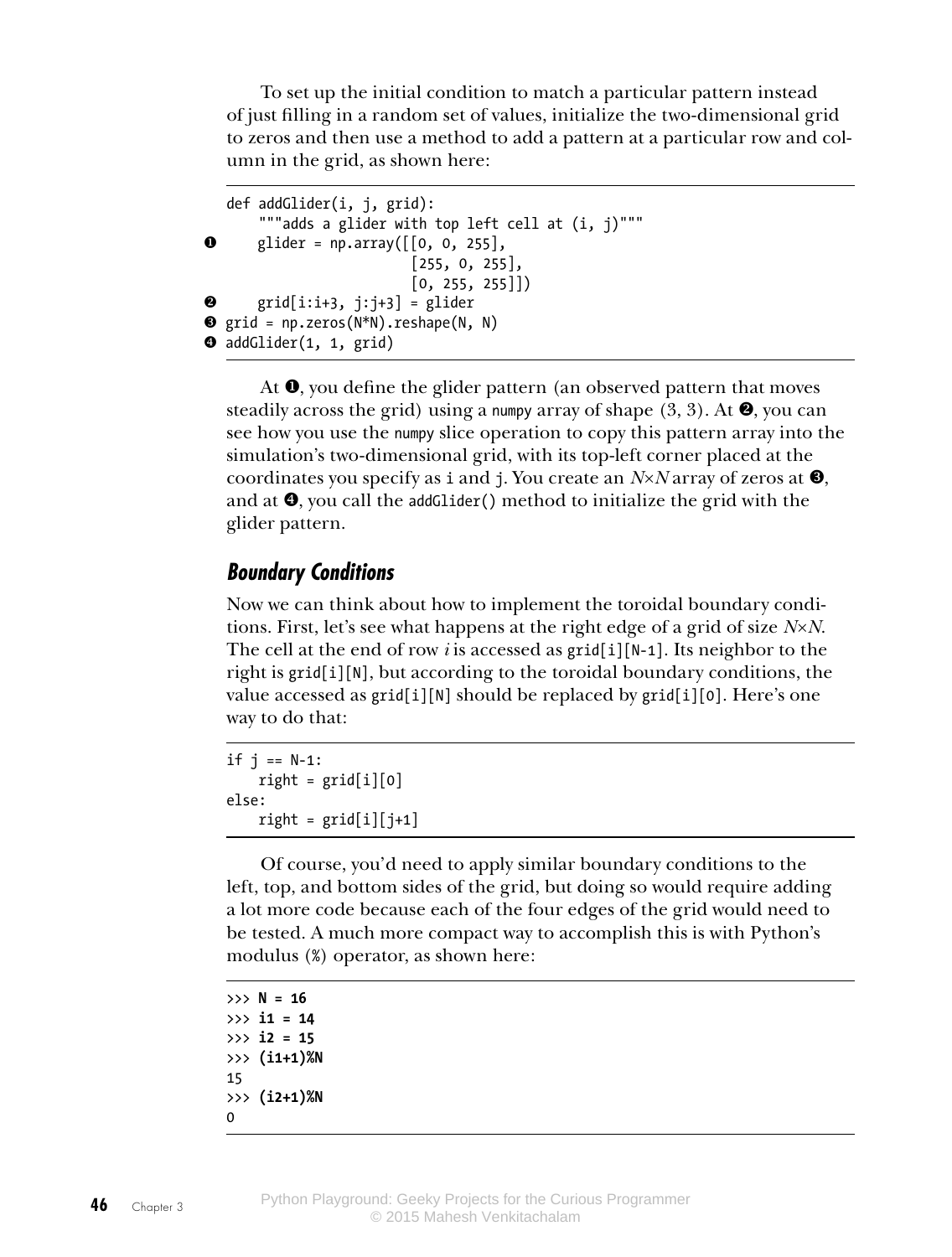To set up the initial condition to match a particular pattern instead of just filling in a random set of values, initialize the two-dimensional grid to zeros and then use a method to add a pattern at a particular row and column in the grid, as shown here:

```
def addGlider(i, j, grid):
    """adds a glider with top left cell at (i, j)"""
❶   glider = np.array([[0, 0, 255],
                       [255, 0, 255],
                       [0, 255, 255]])
❷   grid[i:i+3, j:j+3] = glider
❸ grid = np.zeros(N*N).reshape(N, N)
❹ addGlider(1, 1, grid)
```

At ❶, you define the glider pattern (an observed pattern that moves steadily across the grid) using a `numpy` array of shape (3, 3). At ❷, you can see how you use the `numpy` slice operation to copy this pattern array into the simulation's two-dimensional grid, with its top-left corner placed at the coordinates you specify as `i` and `j`. You create an $N \times N$ array of zeros at ❸, and at ❹, you call the `addGlider()` method to initialize the grid with the glider pattern.

### *Boundary Conditions*

Now we can think about how to implement the toroidal boundary conditions. First, let's see what happens at the right edge of a grid of size $N \times N$. The cell at the end of row $i$ is accessed as `grid[i][N-1]`. Its neighbor to the right is `grid[i][N]`, but according to the toroidal boundary conditions, the value accessed as `grid[i][N]` should be replaced by `grid[i][0]`. Here's one way to do that:

```
if j == N-1:
    right = grid[i][0]
else:
    right = grid[i][j+1]
```

Of course, you'd need to apply similar boundary conditions to the left, top, and bottom sides of the grid, but doing so would require adding a lot more code because each of the four edges of the grid would need to be tested. A much more compact way to accomplish this is with Python's modulus (`%`) operator, as shown here:

```
>>> N = 16
>>> i1 = 14
>>> i2 = 15
>>> (i1+1)%N
15
>>> (i2+1)%N
0
```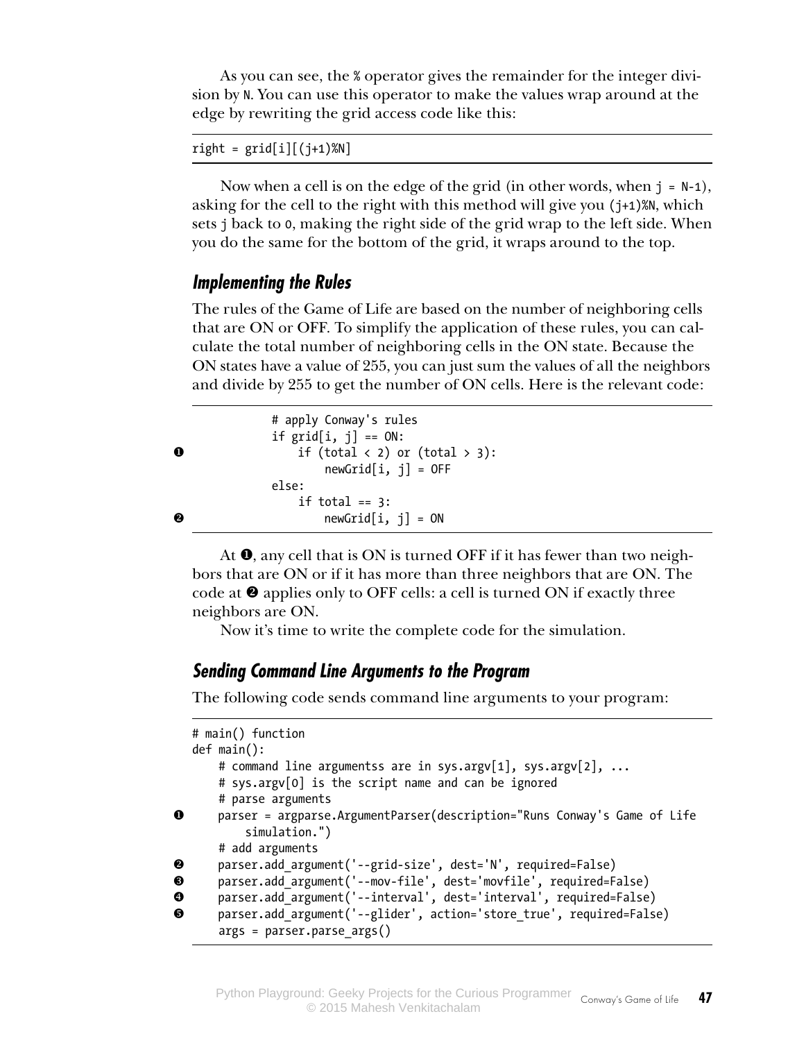As you can see, the % operator gives the remainder for the integer division by N. You can use this operator to make the values wrap around at the edge by rewriting the grid access code like this:

```
right = grid[i][(j+1)%N]
```

Now when a cell is on the edge of the grid (in other words, when j = N-1), asking for the cell to the right with this method will give you (j+1)%N, which sets j back to 0, making the right side of the grid wrap to the left side. When you do the same for the bottom of the grid, it wraps around to the top.

### *Implementing the Rules*

The rules of the Game of Life are based on the number of neighboring cells that are ON or OFF. To simplify the application of these rules, you can calculate the total number of neighboring cells in the ON state. Because the ON states have a value of 255, you can just sum the values of all the neighbors and divide by 255 to get the number of ON cells. Here is the relevant code:

```
          # apply Conway's rules
          if grid[i, j] == ON:
❶             if (total < 2) or (total > 3):
                  newGrid[i, j] = OFF
          else:
              if total == 3:
❷                 newGrid[i, j] = ON
```

At ❶, any cell that is ON is turned OFF if it has fewer than two neighbors that are ON or if it has more than three neighbors that are ON. The code at ❷ applies only to OFF cells: a cell is turned ON if exactly three neighbors are ON.

Now it's time to write the complete code for the simulation.

### *Sending Command Line Arguments to the Program*

The following code sends command line arguments to your program:

```
  # main() function
  def main():
      # command line argumentss are in sys.argv[1], sys.argv[2], ...
      # sys.argv[0] is the script name and can be ignored
      # parse arguments
❶     parser = argparse.ArgumentParser(description="Runs Conway's Game of Life
          simulation.")
      # add arguments
❷     parser.add_argument('--grid-size', dest='N', required=False)
❸     parser.add_argument('--mov-file', dest='movfile', required=False)
❹     parser.add_argument('--interval', dest='interval', required=False)
❺     parser.add_argument('--glider', action='store_true', required=False)
      args = parser.parse_args()
```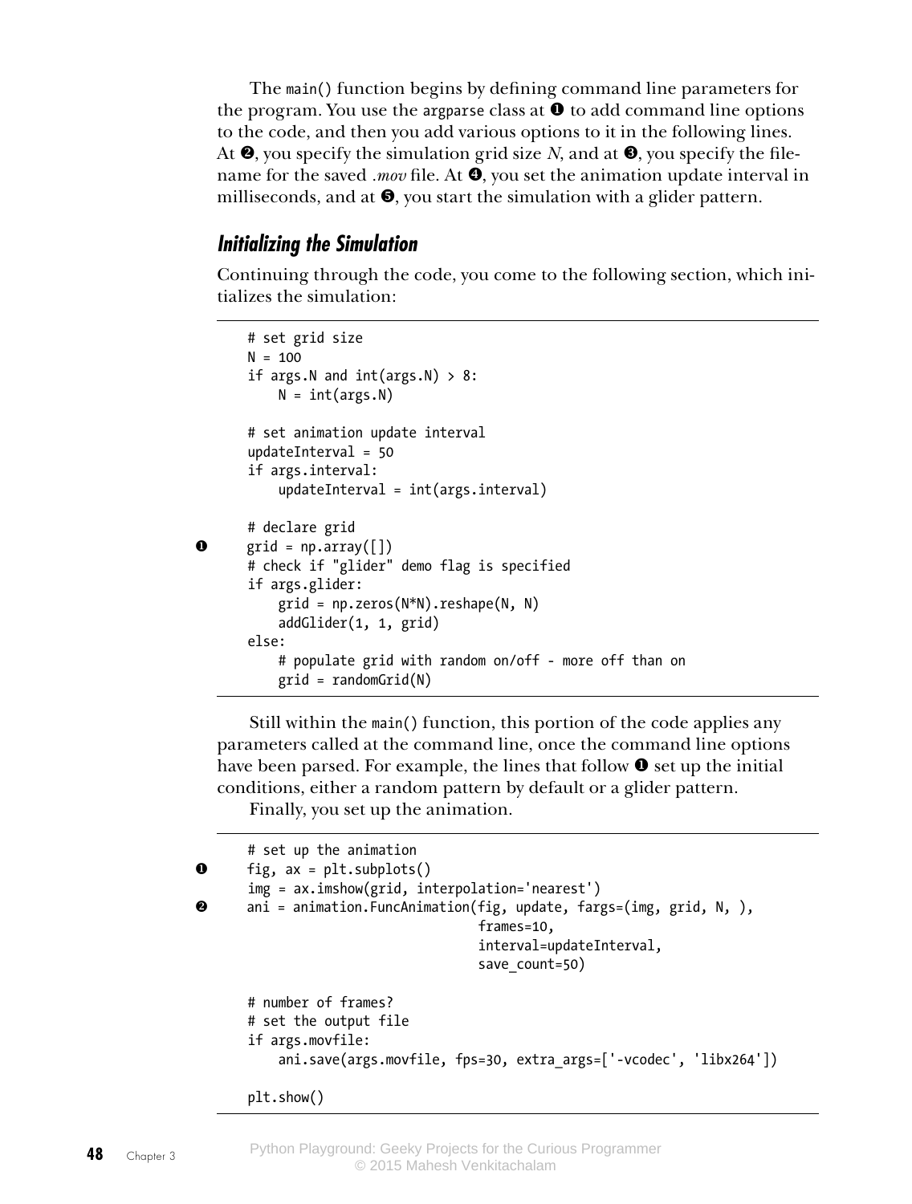The main() function begins by defining command line parameters for the program. You use the argparse class at ❶ to add command line options to the code, and then you add various options to it in the following lines. At ❷, you specify the simulation grid size *N*, and at ❸, you specify the filename for the saved *.mov* file. At ❹, you set the animation update interval in milliseconds, and at ❺, you start the simulation with a glider pattern.

### Initializing the Simulation

Continuing through the code, you come to the following section, which initializes the simulation:

```
    # set grid size
    N = 100
    if args.N and int(args.N) > 8:
        N = int(args.N)

    # set animation update interval
    updateInterval = 50
    if args.interval:
        updateInterval = int(args.interval)

    # declare grid
❶   grid = np.array([])
    # check if "glider" demo flag is specified
    if args.glider:
        grid = np.zeros(N*N).reshape(N, N)
        addGlider(1, 1, grid)
    else:
        # populate grid with random on/off - more off than on
        grid = randomGrid(N)
```

Still within the main() function, this portion of the code applies any parameters called at the command line, once the command line options have been parsed. For example, the lines that follow ❶ set up the initial conditions, either a random pattern by default or a glider pattern.

Finally, you set up the animation.

```
    # set up the animation
❶   fig, ax = plt.subplots()
    img = ax.imshow(grid, interpolation='nearest')
❷   ani = animation.FuncAnimation(fig, update, fargs=(img, grid, N, ),
                                  frames=10,
                                  interval=updateInterval,
                                  save_count=50)

    # number of frames?
    # set the output file
    if args.movfile:
        ani.save(args.movfile, fps=30, extra_args=['-vcodec', 'libx264'])

    plt.show()
```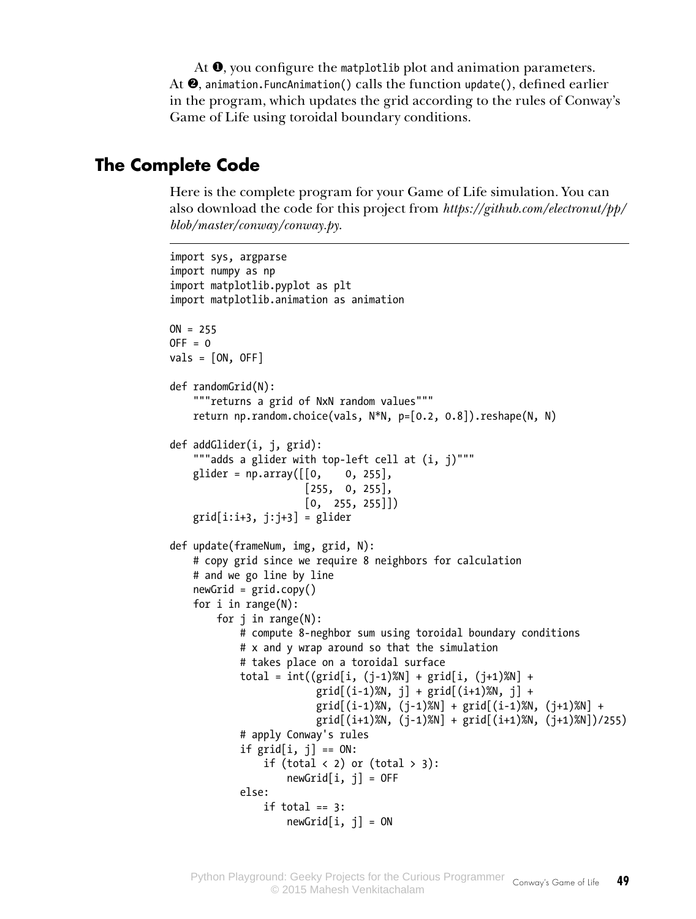At ❶, you configure the `matplotlib` plot and animation parameters. At ❷, `animation.FuncAnimation()` calls the function `update()`, defined earlier in the program, which updates the grid according to the rules of Conway's Game of Life using toroidal boundary conditions.

## The Complete Code

Here is the complete program for your Game of Life simulation. You can also download the code for this project from *https://github.com/electronut/pp/blob/master/conway/conway.py.*

```
import sys, argparse
import numpy as np
import matplotlib.pyplot as plt
import matplotlib.animation as animation

ON = 255
OFF = 0
vals = [ON, OFF]

def randomGrid(N):
    """returns a grid of NxN random values"""
    return np.random.choice(vals, N*N, p=[0.2, 0.8]).reshape(N, N)

def addGlider(i, j, grid):
    """adds a glider with top-left cell at (i, j)"""
    glider = np.array([[0,    0, 255],
                       [255,  0, 255],
                       [0,  255, 255]])
    grid[i:i+3, j:j+3] = glider

def update(frameNum, img, grid, N):
    # copy grid since we require 8 neighbors for calculation
    # and we go line by line
    newGrid = grid.copy()
    for i in range(N):
        for j in range(N):
            # compute 8-neghbor sum using toroidal boundary conditions
            # x and y wrap around so that the simulation
            # takes place on a toroidal surface
            total = int((grid[i, (j-1)%N] + grid[i, (j+1)%N] +
                         grid[(i-1)%N, j] + grid[(i+1)%N, j] +
                         grid[(i-1)%N, (j-1)%N] + grid[(i-1)%N, (j+1)%N] +
                         grid[(i+1)%N, (j-1)%N] + grid[(i+1)%N, (j+1)%N])/255)
            # apply Conway's rules
            if grid[i, j] == ON:
                if (total < 2) or (total > 3):
                    newGrid[i, j] = OFF
            else:
                if total == 3:
                    newGrid[i, j] = ON
```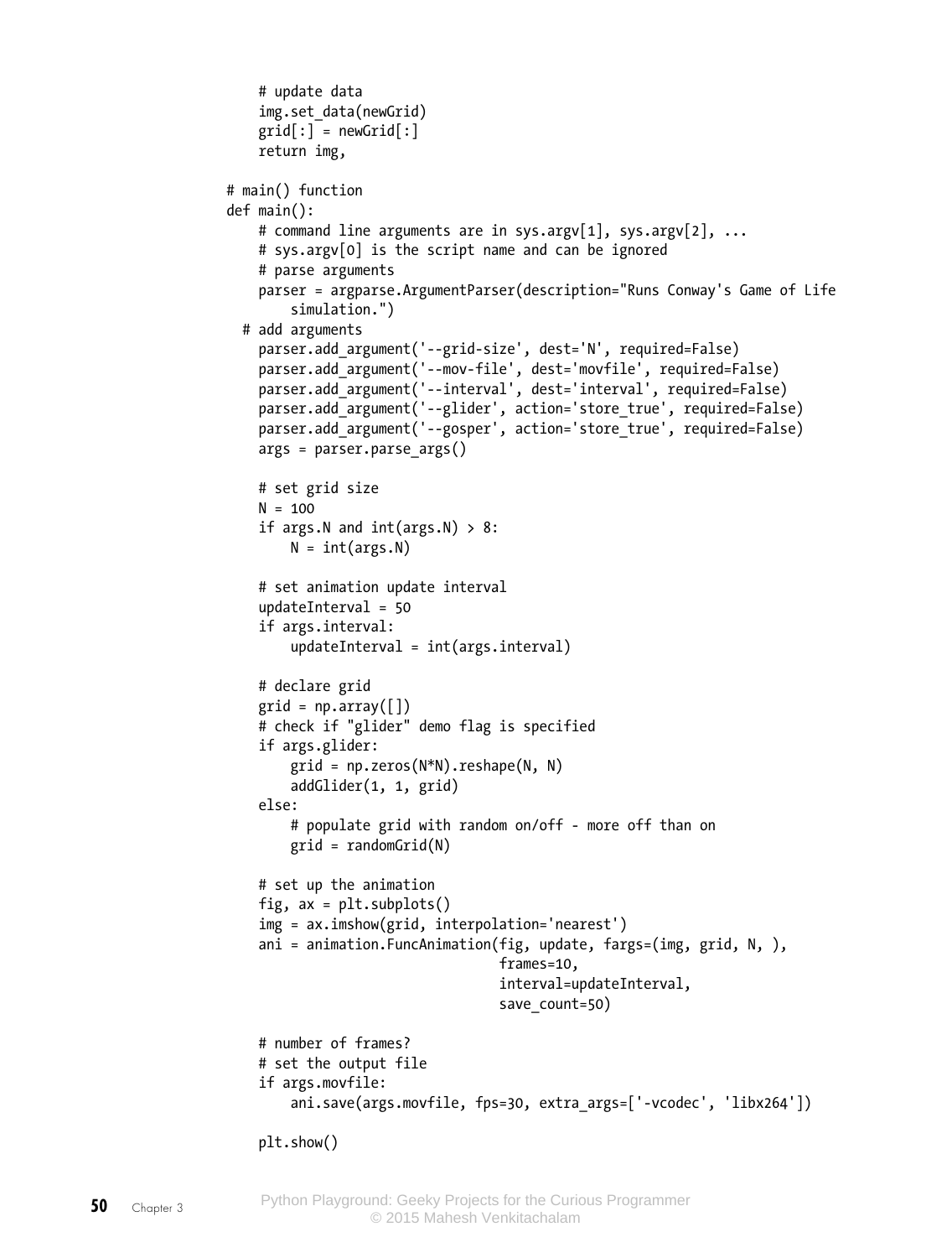```
    # update data
    img.set_data(newGrid)
    grid[:] = newGrid[:]
    return img,

# main() function
def main():
    # command line arguments are in sys.argv[1], sys.argv[2], ...
    # sys.argv[0] is the script name and can be ignored
    # parse arguments
    parser = argparse.ArgumentParser(description="Runs Conway's Game of Life
        simulation.")
  # add arguments
    parser.add_argument('--grid-size', dest='N', required=False)
    parser.add_argument('--mov-file', dest='movfile', required=False)
    parser.add_argument('--interval', dest='interval', required=False)
    parser.add_argument('--glider', action='store_true', required=False)
    parser.add_argument('--gosper', action='store_true', required=False)
    args = parser.parse_args()

    # set grid size
    N = 100
    if args.N and int(args.N) > 8:
        N = int(args.N)

    # set animation update interval
    updateInterval = 50
    if args.interval:
        updateInterval = int(args.interval)

    # declare grid
    grid = np.array([])
    # check if "glider" demo flag is specified
    if args.glider:
        grid = np.zeros(N*N).reshape(N, N)
        addGlider(1, 1, grid)
    else:
        # populate grid with random on/off - more off than on
        grid = randomGrid(N)

    # set up the animation
    fig, ax = plt.subplots()
    img = ax.imshow(grid, interpolation='nearest')
    ani = animation.FuncAnimation(fig, update, fargs=(img, grid, N, ),
                                  frames=10,
                                  interval=updateInterval,
                                  save_count=50)

    # number of frames?
    # set the output file
    if args.movfile:
        ani.save(args.movfile, fps=30, extra_args=['-vcodec', 'libx264'])

    plt.show()
```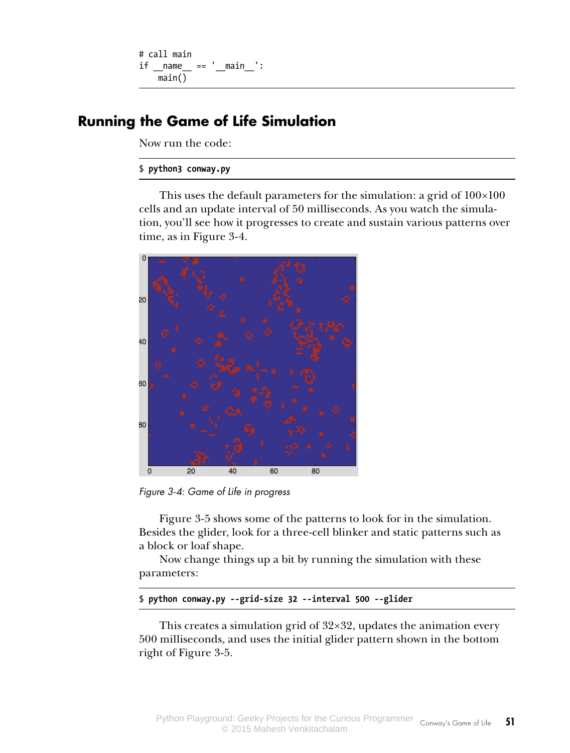```
# call main
if __name__ == '__main__':
    main()
```

## Running the Game of Life Simulation

Now run the code:

```
$ python3 conway.py
```

This uses the default parameters for the simulation: a grid of 100×100 cells and an update interval of 50 milliseconds. As you watch the simulation, you'll see how it progresses to create and sustain various patterns over time, as in Figure 3-4.

*Figure 3-4: Game of Life in progress*

Figure 3-5 shows some of the patterns to look for in the simulation. Besides the glider, look for a three-cell blinker and static patterns such as a block or loaf shape.

Now change things up a bit by running the simulation with these parameters:

```
$ python conway.py --grid-size 32 --interval 500 --glider
```

This creates a simulation grid of 32×32, updates the animation every 500 milliseconds, and uses the initial glider pattern shown in the bottom right of Figure 3-5.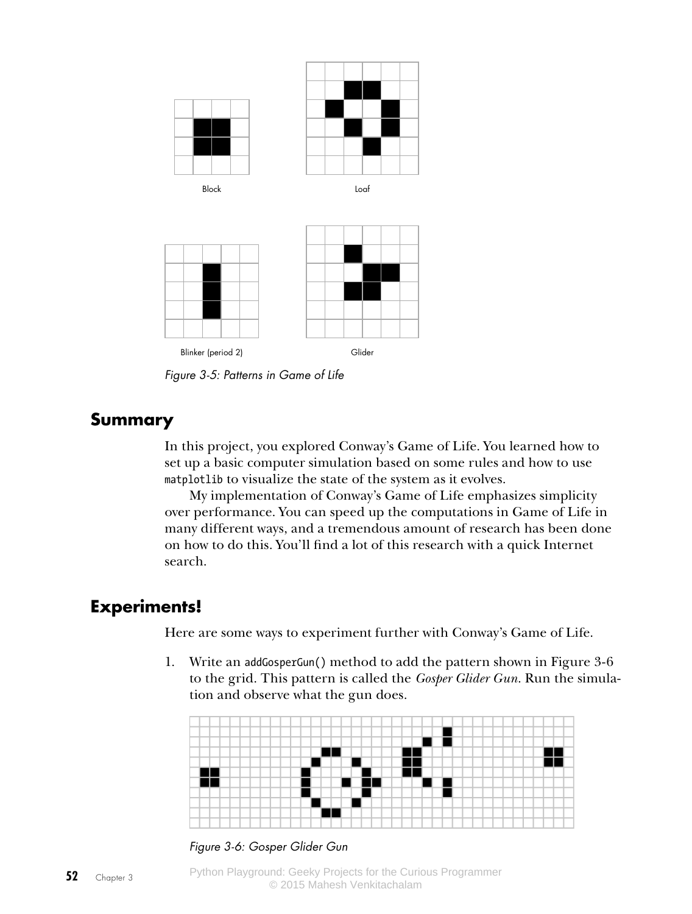Block

Loaf

Blinker (period 2)

Glider

*Figure 3-5: Patterns in Game of Life*

## Summary

In this project, you explored Conway's Game of Life. You learned how to set up a basic computer simulation based on some rules and how to use `matplotlib` to visualize the state of the system as it evolves.

My implementation of Conway's Game of Life emphasizes simplicity over performance. You can speed up the computations in Game of Life in many different ways, and a tremendous amount of research has been done on how to do this. You'll find a lot of this research with a quick Internet search.

## Experiments!

Here are some ways to experiment further with Conway's Game of Life.

1. Write an `addGosperGun()` method to add the pattern shown in Figure 3-6 to the grid. This pattern is called the *Gosper Glider Gun*. Run the simulation and observe what the gun does.

*Figure 3-6: Gosper Glider Gun*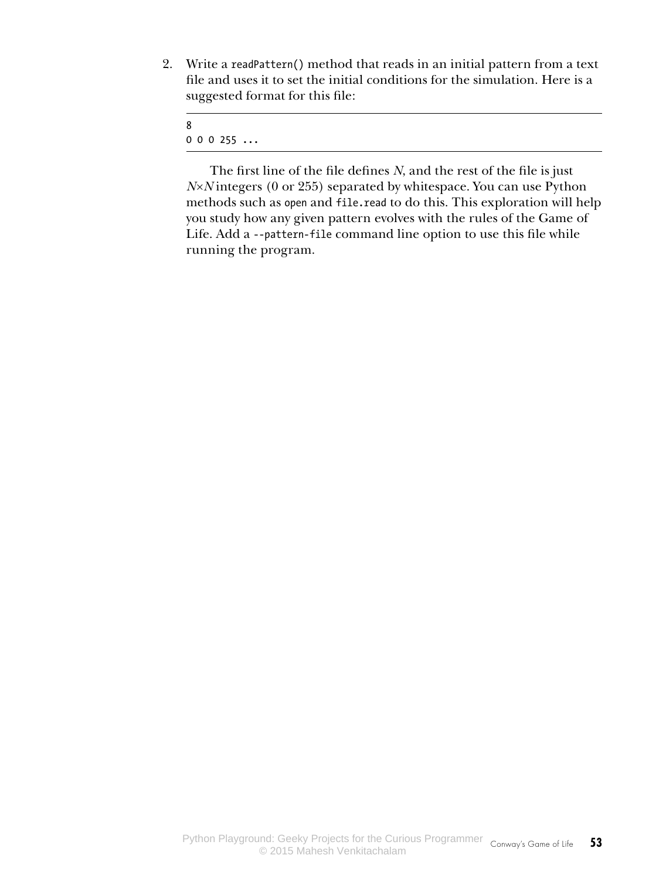2. Write a `readPattern()` method that reads in an initial pattern from a text file and uses it to set the initial conditions for the simulation. Here is a suggested format for this file:

```
8
0 0 0 255 ...
```

   The first line of the file defines *N*, and the rest of the file is just $N \times N$ integers (0 or 255) separated by whitespace. You can use Python methods such as `open` and `file.read` to do this. This exploration will help you study how any given pattern evolves with the rules of the Game of Life. Add a `--pattern-file` command line option to use this file while running the program.